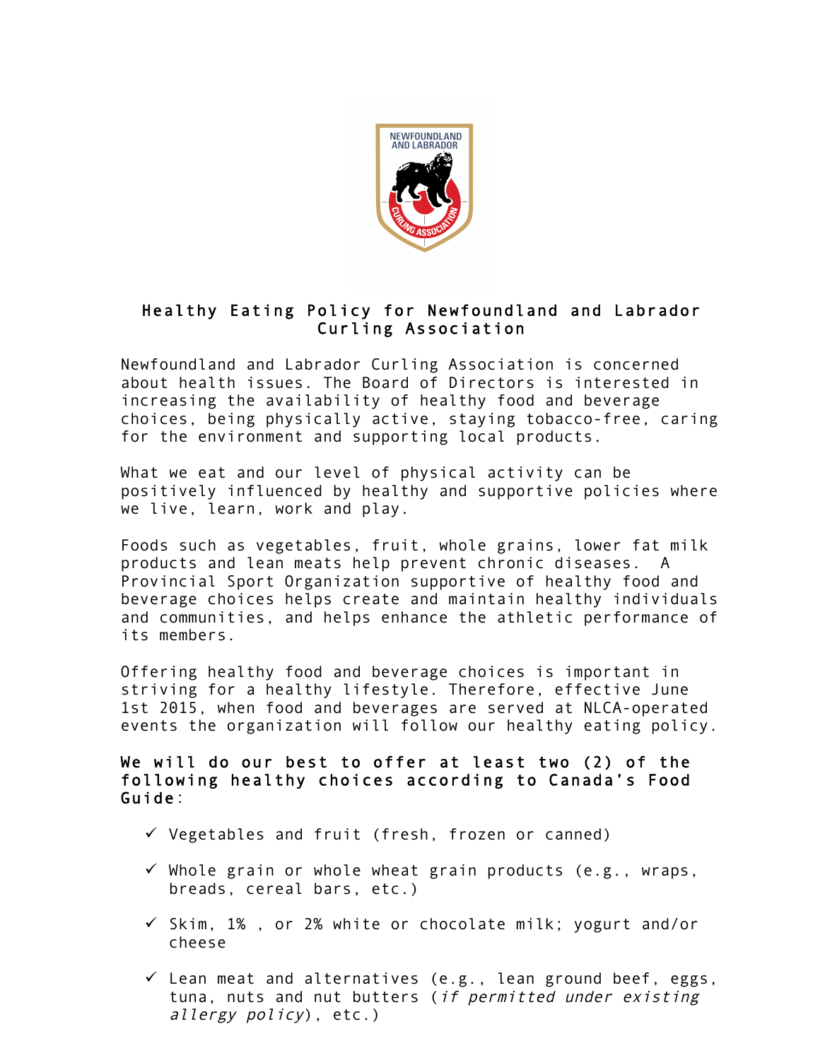# Healthy Eating Policy for Newfoundland and Labrador Curling Association

Newfoundland and Labrador Curling Association is concerned about health issues. The Board of Directors is interested in increasing the availability of healthy food and beverage choices, being physically active, staying tobacco-free, caring for the environment and supporting local products.

What we eat and our level of physical activity can be positively influenced by healthy and supportive policies where we live, learn, work and play.

Foods such as vegetables, fruit, whole grains, lower fat milk products and lean meats help prevent chronic diseases. A Provincial Sport Organization supportive of healthy food and beverage choices helps create and maintain healthy individuals and communities, and helps enhance the athletic performance of its members.

Offering healthy food and beverage choices is important in striving for a healthy lifestyle. Therefore, effective June 1st 2015, when food and beverages are served at NLCA-operated events the organization will follow our healthy eating policy.

**We will do our best to offer at least two (2) of the following healthy choices according to Canada's Food Guide:**

- ✓ Vegetables and fruit (fresh, frozen or canned)
- ✓ Whole grain or whole wheat grain products (e.g., wraps, breads, cereal bars, etc.)
- ✓ Skim, 1% , or 2% white or chocolate milk; yogurt and/or cheese
- ✓ Lean meat and alternatives (e.g., lean ground beef, eggs, tuna, nuts and nut butters (*if permitted under existing allergy policy*), etc.)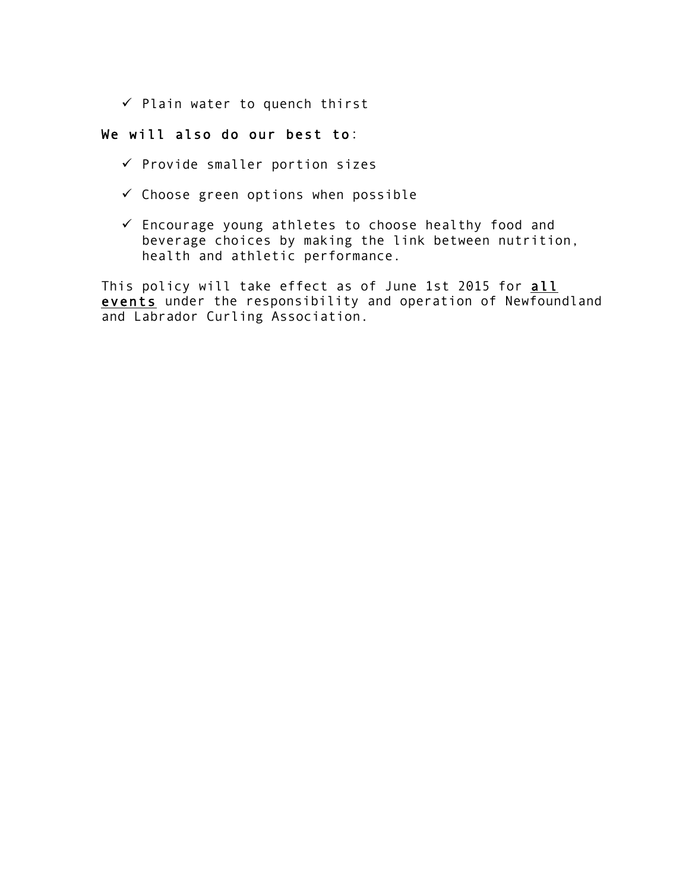- ✓ Plain water to quench thirst

We will also do our best to:

- ✓ Provide smaller portion sizes
- ✓ Choose green options when possible
- ✓ Encourage young athletes to choose healthy food and beverage choices by making the link between nutrition, health and athletic performance.

This policy will take effect as of June 1st 2015 for <u>all events</u> under the responsibility and operation of Newfoundland and Labrador Curling Association.